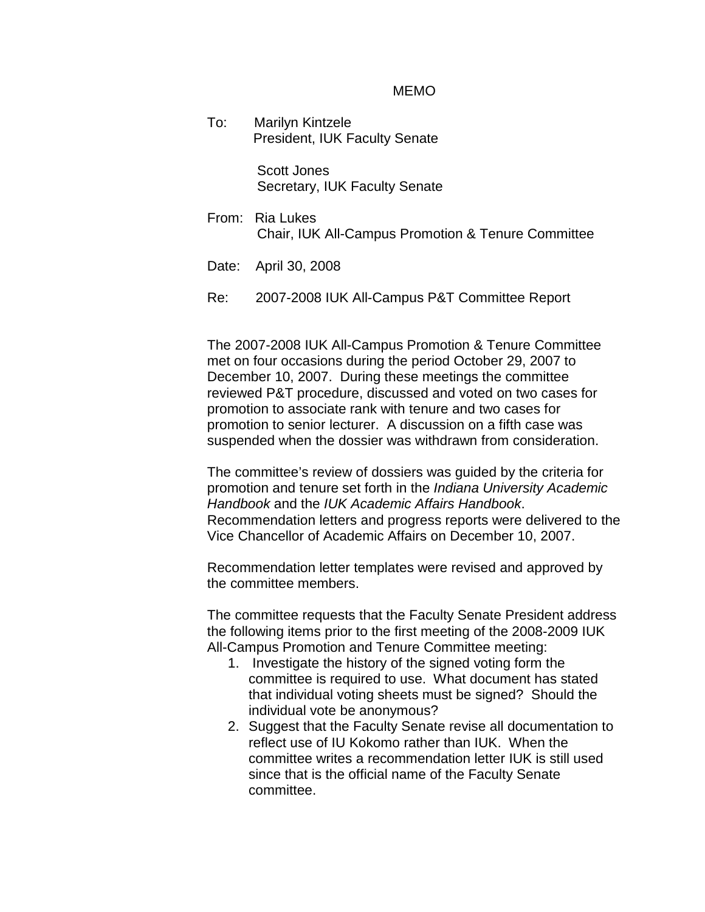# MEMO

To: Marilyn Kintzele
President, IUK Faculty Senate

Scott Jones
Secretary, IUK Faculty Senate

From: Ria Lukes
Chair, IUK All-Campus Promotion & Tenure Committee

Date: April 30, 2008

Re: 2007-2008 IUK All-Campus P&T Committee Report

The 2007-2008 IUK All-Campus Promotion & Tenure Committee met on four occasions during the period October 29, 2007 to December 10, 2007. During these meetings the committee reviewed P&T procedure, discussed and voted on two cases for promotion to associate rank with tenure and two cases for promotion to senior lecturer. A discussion on a fifth case was suspended when the dossier was withdrawn from consideration.

The committee's review of dossiers was guided by the criteria for promotion and tenure set forth in the *Indiana University Academic Handbook* and the *IUK Academic Affairs Handbook*. Recommendation letters and progress reports were delivered to the Vice Chancellor of Academic Affairs on December 10, 2007.

Recommendation letter templates were revised and approved by the committee members.

The committee requests that the Faculty Senate President address the following items prior to the first meeting of the 2008-2009 IUK All-Campus Promotion and Tenure Committee meeting:

1. Investigate the history of the signed voting form the committee is required to use. What document has stated that individual voting sheets must be signed? Should the individual vote be anonymous?
2. Suggest that the Faculty Senate revise all documentation to reflect use of IU Kokomo rather than IUK. When the committee writes a recommendation letter IUK is still used since that is the official name of the Faculty Senate committee.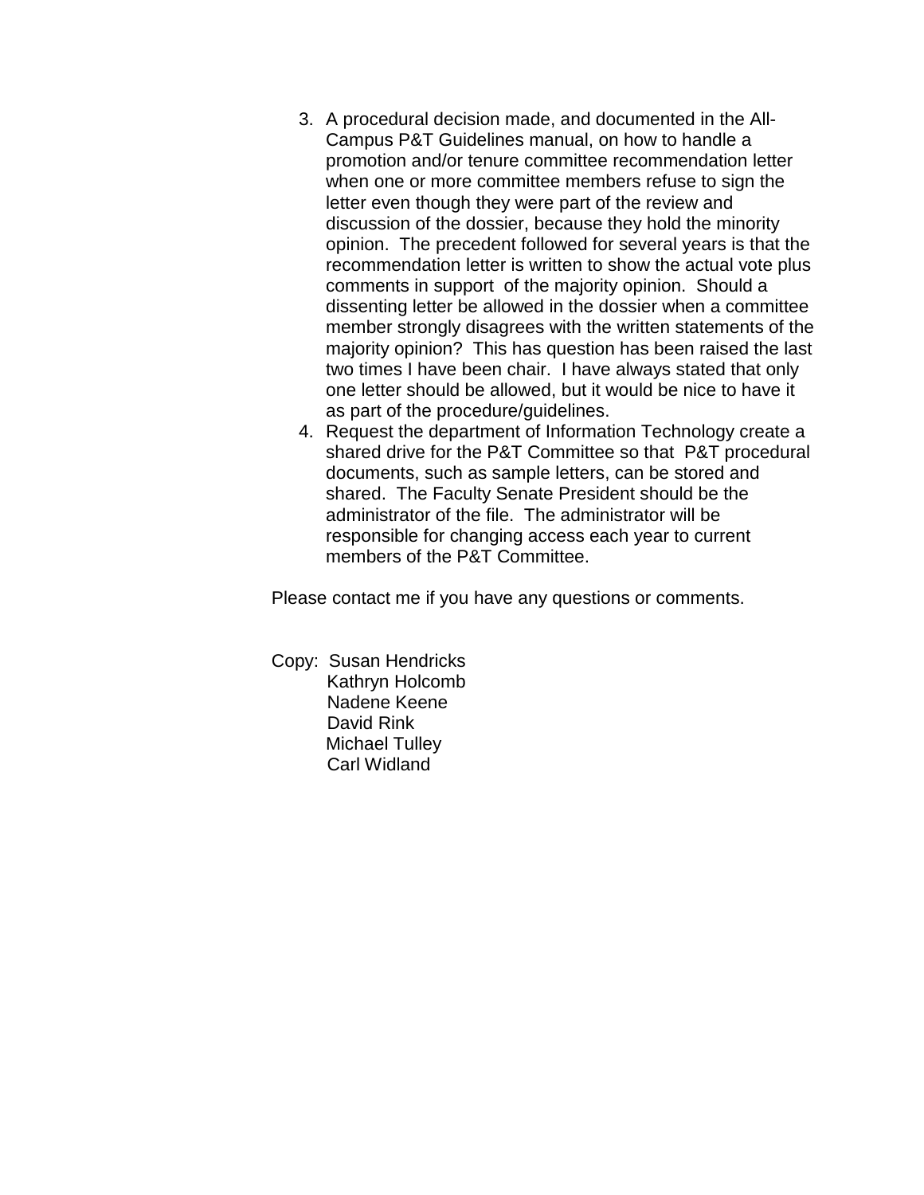3. A procedural decision made, and documented in the All-Campus P&T Guidelines manual, on how to handle a promotion and/or tenure committee recommendation letter when one or more committee members refuse to sign the letter even though they were part of the review and discussion of the dossier, because they hold the minority opinion. The precedent followed for several years is that the recommendation letter is written to show the actual vote plus comments in support of the majority opinion. Should a dissenting letter be allowed in the dossier when a committee member strongly disagrees with the written statements of the majority opinion? This has question has been raised the last two times I have been chair. I have always stated that only one letter should be allowed, but it would be nice to have it as part of the procedure/guidelines.
4. Request the department of Information Technology create a shared drive for the P&T Committee so that P&T procedural documents, such as sample letters, can be stored and shared. The Faculty Senate President should be the administrator of the file. The administrator will be responsible for changing access each year to current members of the P&T Committee.

Please contact me if you have any questions or comments.

Copy: Susan Hendricks
Kathryn Holcomb
Nadene Keene
David Rink
Michael Tulley
Carl Widland